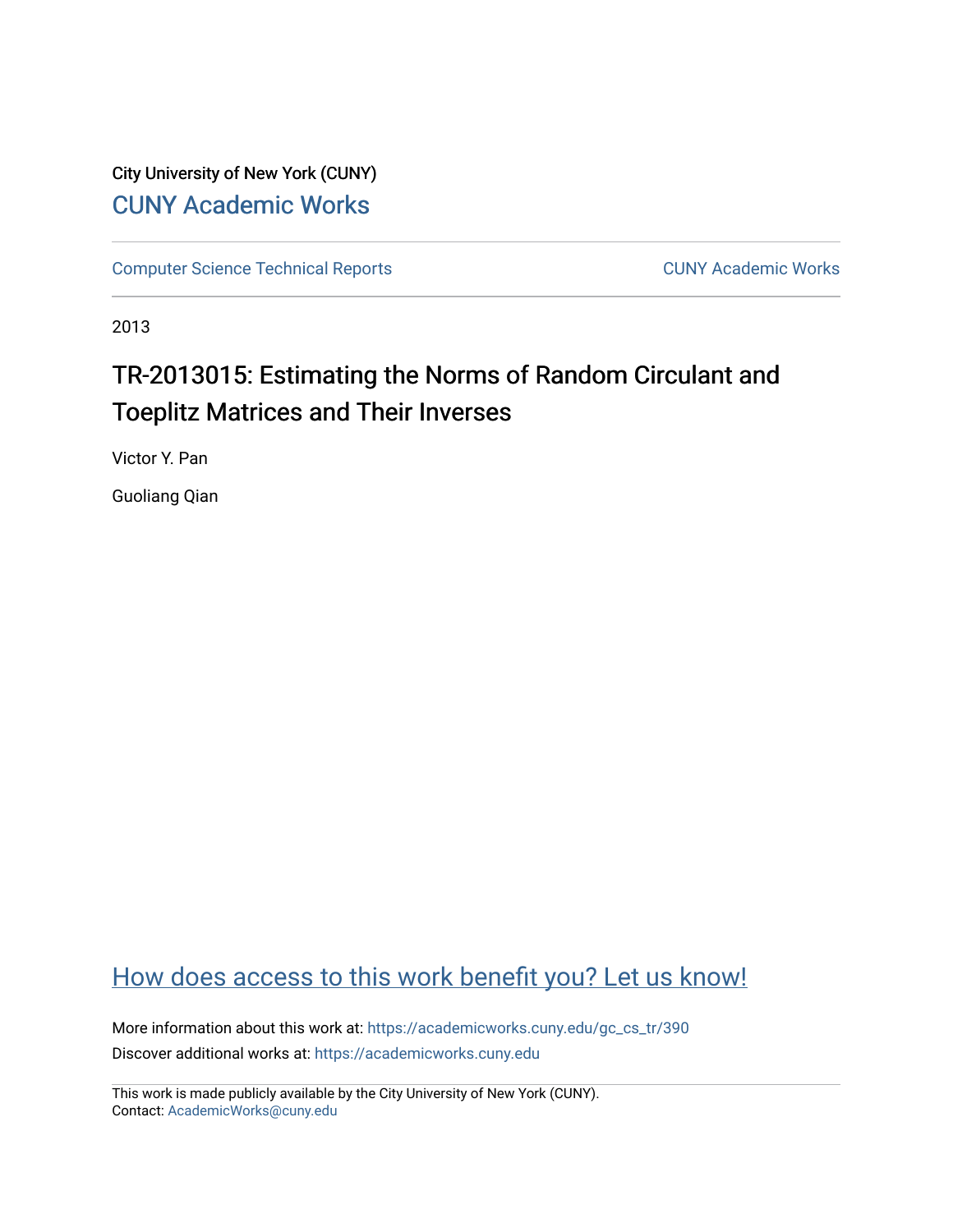City University of New York (CUNY)

CUNY Academic Works

Computer Science Technical Reports

CUNY Academic Works

2013

# TR-2013015: Estimating the Norms of Random Circulant and Toeplitz Matrices and Their Inverses

Victor Y. Pan

Guoliang Qian

How does access to this work benefit you? Let us know!

More information about this work at: https://academicworks.cuny.edu/gc_cs_tr/390

Discover additional works at: https://academicworks.cuny.edu

This work is made publicly available by the City University of New York (CUNY).
Contact: AcademicWorks@cuny.edu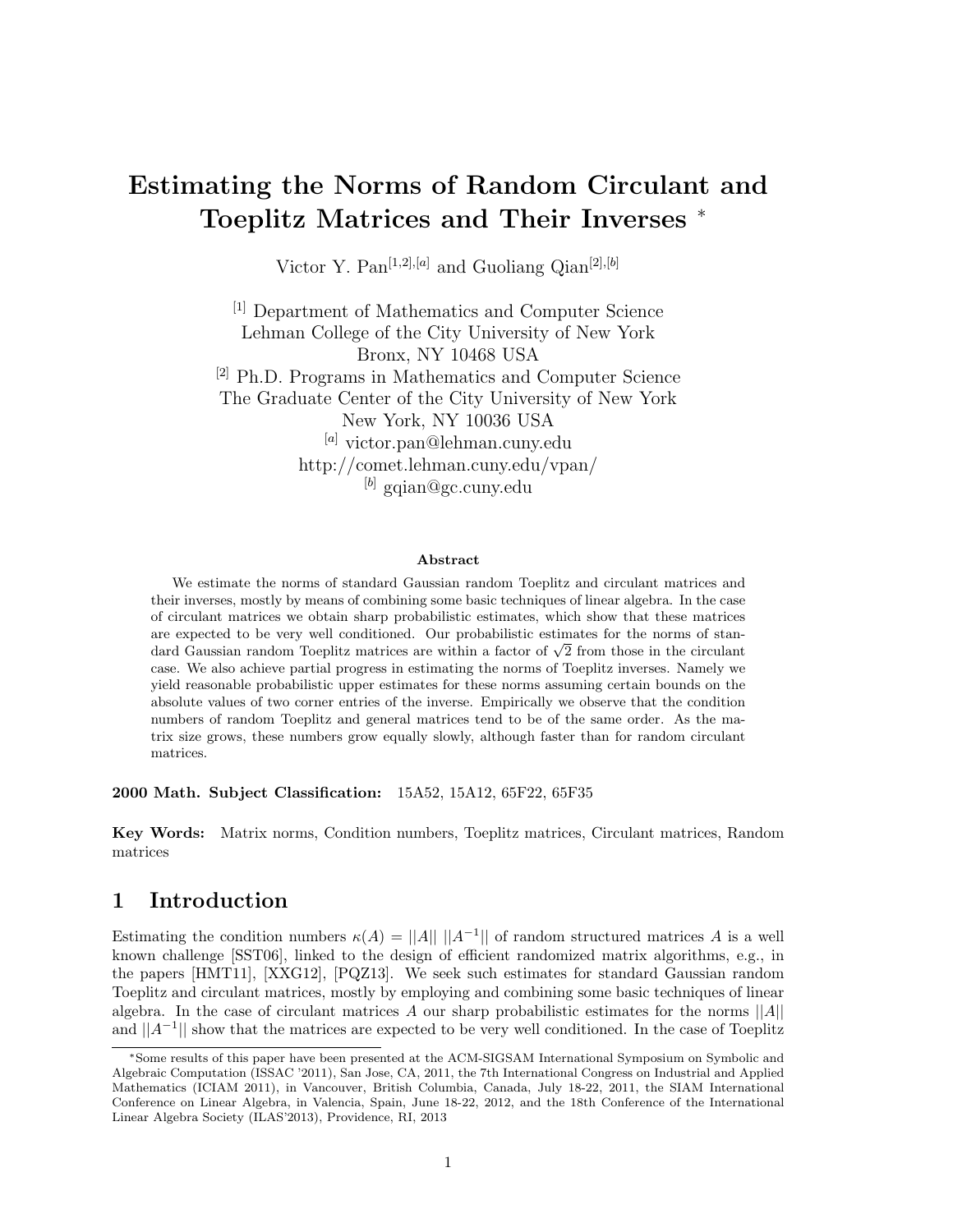# Estimating the Norms of Random Circulant and Toeplitz Matrices and Their Inverses *

Victor Y. Pan[1,2],[a] and Guoliang Qian[2],[b]

[1] Department of Mathematics and Computer Science
Lehman College of the City University of New York
Bronx, NY 10468 USA
[2] Ph.D. Programs in Mathematics and Computer Science
The Graduate Center of the City University of New York
New York, NY 10036 USA
[a] victor.pan@lehman.cuny.edu
http://comet.lehman.cuny.edu/vpan/
[b] gqian@gc.cuny.edu

### Abstract

We estimate the norms of standard Gaussian random Toeplitz and circulant matrices and their inverses, mostly by means of combining some basic techniques of linear algebra. In the case of circulant matrices we obtain sharp probabilistic estimates, which show that these matrices are expected to be very well conditioned. Our probabilistic estimates for the norms of standard Gaussian random Toeplitz matrices are within a factor of $\sqrt{2}$ from those in the circulant case. We also achieve partial progress in estimating the norms of Toeplitz inverses. Namely we yield reasonable probabilistic upper estimates for these norms assuming certain bounds on the absolute values of two corner entries of the inverse. Empirically we observe that the condition numbers of random Toeplitz and general matrices tend to be of the same order. As the matrix size grows, these numbers grow equally slowly, although faster than for random circulant matrices.

**2000 Math. Subject Classification:** 15A52, 15A12, 65F22, 65F35

**Key Words:** Matrix norms, Condition numbers, Toeplitz matrices, Circulant matrices, Random matrices

## 1 Introduction

Estimating the condition numbers $\kappa(A) = ||A||\ ||A^{-1}||$ of random structured matrices $A$ is a well known challenge [SST06], linked to the design of efficient randomized matrix algorithms, e.g., in the papers [HMT11], [XXG12], [PQZ13]. We seek such estimates for standard Gaussian random Toeplitz and circulant matrices, mostly by employing and combining some basic techniques of linear algebra. In the case of circulant matrices $A$ our sharp probabilistic estimates for the norms $||A||$ and $||A^{-1}||$ show that the matrices are expected to be very well conditioned. In the case of Toeplitz

*Some results of this paper have been presented at the ACM-SIGSAM International Symposium on Symbolic and Algebraic Computation (ISSAC '2011), San Jose, CA, 2011, the 7th International Congress on Industrial and Applied Mathematics (ICIAM 2011), in Vancouver, British Columbia, Canada, July 18-22, 2011, the SIAM International Conference on Linear Algebra, in Valencia, Spain, June 18-22, 2012, and the 18th Conference of the International Linear Algebra Society (ILAS'2013), Providence, RI, 2013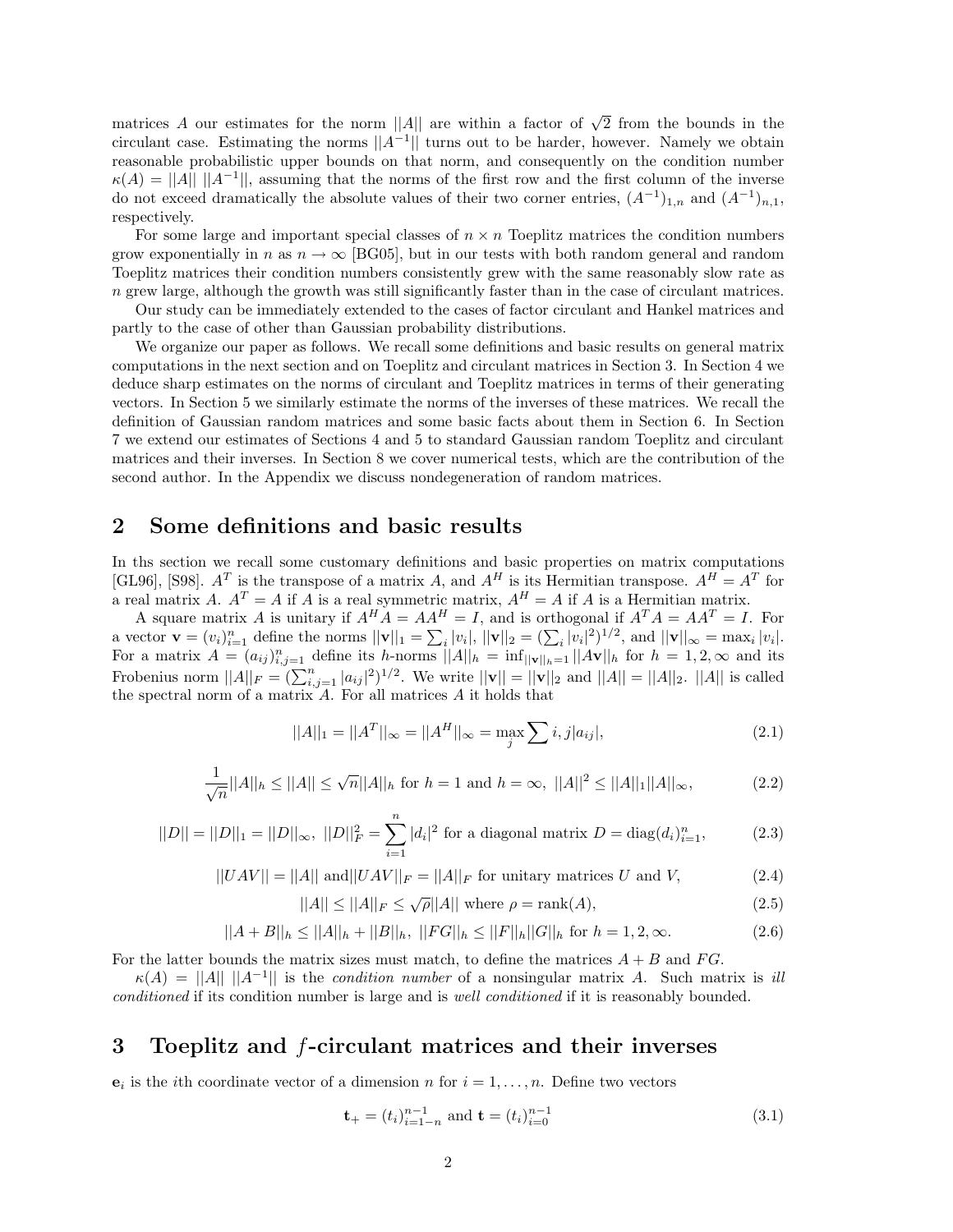matrices $A$ our estimates for the norm $||A||$ are within a factor of $\sqrt{2}$ from the bounds in the circulant case. Estimating the norms $||A^{-1}||$ turns out to be harder, however. Namely we obtain reasonable probabilistic upper bounds on that norm, and consequently on the condition number $\kappa(A) = ||A||\ ||A^{-1}||$, assuming that the norms of the first row and the first column of the inverse do not exceed dramatically the absolute values of their two corner entries, $(A^{-1})_{1,n}$ and $(A^{-1})_{n,1}$, respectively.

For some large and important special classes of $n \times n$ Toeplitz matrices the condition numbers grow exponentially in $n$ as $n \to \infty$ [BG05], but in our tests with both random general and random Toeplitz matrices their condition numbers consistently grew with the same reasonably slow rate as $n$ grew large, although the growth was still significantly faster than in the case of circulant matrices.

Our study can be immediately extended to the cases of factor circulant and Hankel matrices and partly to the case of other than Gaussian probability distributions.

We organize our paper as follows. We recall some definitions and basic results on general matrix computations in the next section and on Toeplitz and circulant matrices in Section 3. In Section 4 we deduce sharp estimates on the norms of circulant and Toeplitz matrices in terms of their generating vectors. In Section 5 we similarly estimate the norms of the inverses of these matrices. We recall the definition of Gaussian random matrices and some basic facts about them in Section 6. In Section 7 we extend our estimates of Sections 4 and 5 to standard Gaussian random Toeplitz and circulant matrices and their inverses. In Section 8 we cover numerical tests, which are the contribution of the second author. In the Appendix we discuss nondegeneration of random matrices.

## 2 Some definitions and basic results

In ths section we recall some customary definitions and basic properties on matrix computations [GL96], [S98]. $A^T$ is the transpose of a matrix $A$, and $A^H$ is its Hermitian transpose. $A^H = A^T$ for a real matrix $A$. $A^T = A$ if $A$ is a real symmetric matrix, $A^H = A$ if $A$ is a Hermitian matrix.

A square matrix $A$ is unitary if $A^H A = AA^H = I$, and is orthogonal if $A^T A = AA^T = I$. For a vector $\mathbf{v} = (v_i)_{i=1}^n$ define the norms $||\mathbf{v}||_1 = \sum_i |v_i|$, $||\mathbf{v}||_2 = (\sum_i |v_i|^2)^{1/2}$, and $||\mathbf{v}||_\infty = \max_i |v_i|$. For a matrix $A = (a_{ij})_{i,j=1}^n$ define its $h$-norms $||A||_h = \inf_{||\mathbf{v}||_h=1} ||A\mathbf{v}||_h$ for $h = 1, 2, \infty$ and its Frobenius norm $||A||_F = (\sum_{i,j=1}^n |a_{ij}|^2)^{1/2}$. We write $||\mathbf{v}|| = ||\mathbf{v}||_2$ and $||A|| = ||A||_2$. $||A||$ is called the spectral norm of a matrix $A$. For all matrices $A$ it holds that

$$||A||_1 = ||A^T||_\infty = ||A^H||_\infty = \max_j \sum i, j|a_{ij}|, \tag{2.1}$$

$$\frac{1}{\sqrt{n}}||A||_h \leq ||A|| \leq \sqrt{n}||A||_h \text{ for } h = 1 \text{ and } h = \infty,\ ||A||^2 \leq ||A||_1||A||_\infty, \tag{2.2}$$

$$||D|| = ||D||_1 = ||D||_\infty,\ ||D||_F^2 = \sum_{i=1}^n |d_i|^2 \text{ for a diagonal matrix } D = \operatorname{diag}(d_i)_{i=1}^n, \tag{2.3}$$

$$||UAV|| = ||A|| \text{ and} ||UAV||_F = ||A||_F \text{ for unitary matrices } U \text{ and } V, \tag{2.4}$$

$$||A|| \leq ||A||_F \leq \sqrt{\rho}||A|| \text{ where } \rho = \operatorname{rank}(A), \tag{2.5}$$

$$||A + B||_h \leq ||A||_h + ||B||_h,\ ||FG||_h \leq ||F||_h ||G||_h \text{ for } h = 1, 2, \infty. \tag{2.6}$$

For the latter bounds the matrix sizes must match, to define the matrices $A + B$ and $FG$.

$\kappa(A) = ||A||\ ||A^{-1}||$ is the *condition number* of a nonsingular matrix $A$. Such matrix is *ill conditioned* if its condition number is large and is *well conditioned* if it is reasonably bounded.

## 3 Toeplitz and $f$-circulant matrices and their inverses

$\mathbf{e}_i$ is the $i$th coordinate vector of a dimension $n$ for $i = 1, \ldots, n$. Define two vectors

$$\mathbf{t}_+ = (t_i)_{i=1-n}^{n-1} \text{ and } \mathbf{t} = (t_i)_{i=0}^{n-1} \tag{3.1}$$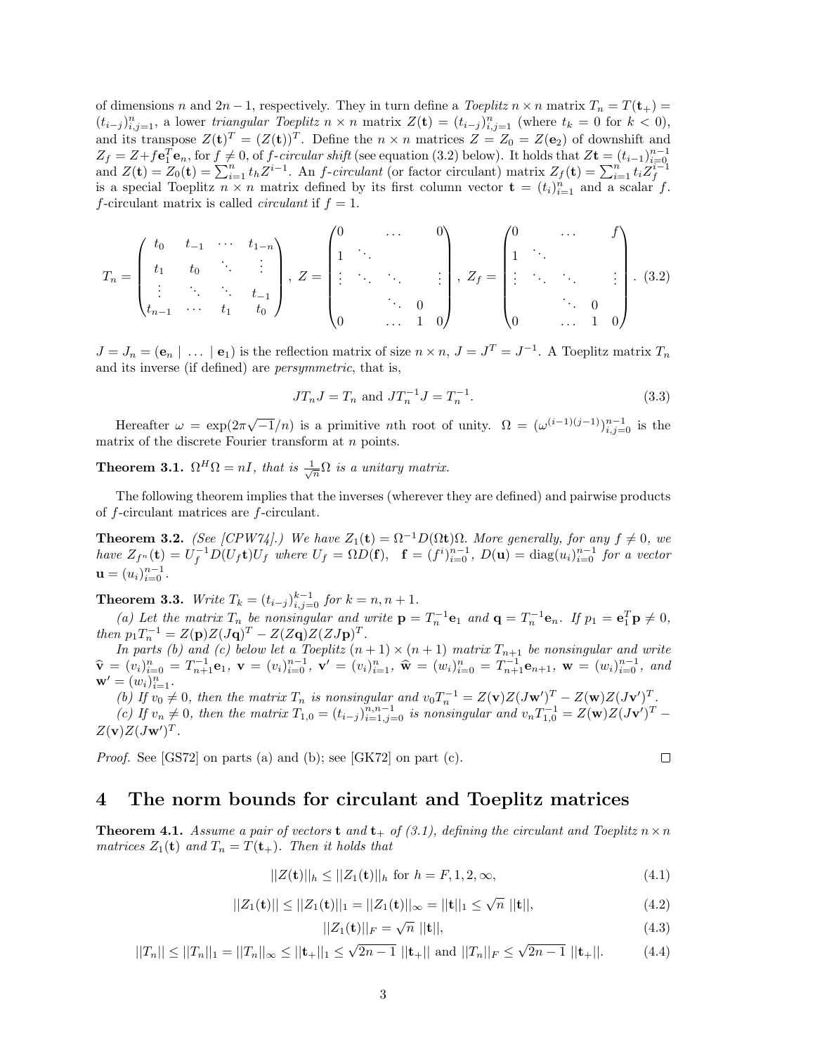of dimensions $n$ and $2n-1$, respectively. They in turn define a *Toeplitz* $n \times n$ matrix $T_n = T(\mathbf{t}_+) = (t_{i-j})_{i,j=1}^n$, a lower *triangular Toeplitz* $n \times n$ matrix $Z(\mathbf{t}) = (t_{i-j})_{i,j=1}^n$ (where $t_k = 0$ for $k < 0$), and its transpose $Z(\mathbf{t})^T = (Z(\mathbf{t}))^T$. Define the $n \times n$ matrices $Z = Z_0 = Z(\mathbf{e}_2)$ of downshift and $Z_f = Z + f\mathbf{e}_1^T\mathbf{e}_n$, for $f \neq 0$, of *f-circular shift* (see equation (3.2) below). It holds that $Z\mathbf{t} = (t_{i-1})_{i=0}^{n-1}$ and $Z(\mathbf{t}) = Z_0(\mathbf{t}) = \sum_{i=1}^n t_h Z^{i-1}$. An *f-circulant* (or factor circulant) matrix $Z_f(\mathbf{t}) = \sum_{i=1}^n t_i Z_f^{i-1}$ is a special Toeplitz $n \times n$ matrix defined by its first column vector $\mathbf{t} = (t_i)_{i=1}^n$ and a scalar $f$. $f$-circulant matrix is called *circulant* if $f = 1$.

$$T_n = \begin{pmatrix} t_0 & t_{-1} & \cdots & t_{1-n} \\ t_1 & t_0 & \ddots & \vdots \\ \vdots & \ddots & \ddots & t_{-1} \\ t_{n-1} & \cdots & t_1 & t_0 \end{pmatrix}, \; Z = \begin{pmatrix} 0 & & \dots & & 0 \\ 1 & \ddots & & & \\ \vdots & \ddots & \ddots & & \vdots \\ & & \ddots & 0 & \\ 0 & & \dots & 1 & 0 \end{pmatrix}, \; Z_f = \begin{pmatrix} 0 & & \dots & & f \\ 1 & \ddots & & & \\ \vdots & \ddots & \ddots & & \vdots \\ & & \ddots & 0 & \\ 0 & & \dots & 1 & 0 \end{pmatrix}. \quad (3.2)$$

$J = J_n = (\mathbf{e}_n \mid \ldots \mid \mathbf{e}_1)$ is the reflection matrix of size $n \times n$, $J = J^T = J^{-1}$. A Toeplitz matrix $T_n$ and its inverse (if defined) are *persymmetric*, that is,

$$JT_nJ = T_n \text{ and } JT_n^{-1}J = T_n^{-1}. \quad (3.3)$$

Hereafter $\omega = \exp(2\pi\sqrt{-1}/n)$ is a primitive $n$th root of unity. $\Omega = (\omega^{(i-1)(j-1)})_{i,j=0}^{n-1}$ is the matrix of the discrete Fourier transform at $n$ points.

**Theorem 3.1.** *$\Omega^H\Omega = nI$, that is $\frac{1}{\sqrt{n}}\Omega$ is a unitary matrix.*

The following theorem implies that the inverses (wherever they are defined) and pairwise products of $f$-circulant matrices are $f$-circulant.

**Theorem 3.2.** *(See [CPW74].) We have $Z_1(\mathbf{t}) = \Omega^{-1}D(\Omega\mathbf{t})\Omega$. More generally, for any $f \neq 0$, we have $Z_{f^n}(\mathbf{t}) = U_f^{-1}D(U_f\mathbf{t})U_f$ where $U_f = \Omega D(\mathbf{f})$, $\mathbf{f} = (f^i)_{i=0}^{n-1}$, $D(\mathbf{u}) = \operatorname{diag}(u_i)_{i=0}^{n-1}$ for a vector $\mathbf{u} = (u_i)_{i=0}^{n-1}$.*

**Theorem 3.3.** *Write $T_k = (t_{i-j})_{i,j=0}^{k-1}$ for $k = n, n+1$.*

*(a) Let the matrix $T_n$ be nonsingular and write $\mathbf{p} = T_n^{-1}\mathbf{e}_1$ and $\mathbf{q} = T_n^{-1}\mathbf{e}_n$. If $p_1 = \mathbf{e}_1^T\mathbf{p} \neq 0$, then $p_1T_n^{-1} = Z(\mathbf{p})Z(J\mathbf{q})^T - Z(Z\mathbf{q})Z(ZJ\mathbf{p})^T$.*

*In parts (b) and (c) below let a Toeplitz $(n+1) \times (n+1)$ matrix $T_{n+1}$ be nonsingular and write $\widehat{\mathbf{v}} = (v_i)_{i=0}^n = T_{n+1}^{-1}\mathbf{e}_1$, $\mathbf{v} = (v_i)_{i=0}^{n-1}$, $\mathbf{v}' = (v_i)_{i=1}^n$, $\widehat{\mathbf{w}} = (w_i)_{i=0}^n = T_{n+1}^{-1}\mathbf{e}_{n+1}$, $\mathbf{w} = (w_i)_{i=0}^{n-1}$, and $\mathbf{w}' = (w_i)_{i=1}^n$.*

*(b) If $v_0 \neq 0$, then the matrix $T_n$ is nonsingular and $v_0T_n^{-1} = Z(\mathbf{v})Z(J\mathbf{w}')^T - Z(\mathbf{w})Z(J\mathbf{v}')^T$.*

*(c) If $v_n \neq 0$, then the matrix $T_{1,0} = (t_{i-j})_{i=1,j=0}^{n,n-1}$ is nonsingular and $v_nT_{1,0}^{-1} = Z(\mathbf{w})Z(J\mathbf{v}')^T - Z(\mathbf{v})Z(J\mathbf{w}')^T$.*

*Proof.* See [GS72] on parts (a) and (b); see [GK72] on part (c). □

# 4 The norm bounds for circulant and Toeplitz matrices

**Theorem 4.1.** *Assume a pair of vectors $\mathbf{t}$ and $\mathbf{t}_+$ of (3.1), defining the circulant and Toeplitz $n \times n$ matrices $Z_1(\mathbf{t})$ and $T_n = T(\mathbf{t}_+)$. Then it holds that*

$$||Z(\mathbf{t})||_h \leq ||Z_1(\mathbf{t})||_h \text{ for } h = F, 1, 2, \infty, \quad (4.1)$$

$$||Z_1(\mathbf{t})|| \leq ||Z_1(\mathbf{t})||_1 = ||Z_1(\mathbf{t})||_\infty = ||\mathbf{t}||_1 \leq \sqrt{n}\ ||\mathbf{t}||, \quad (4.2)$$

$$||Z_1(\mathbf{t})||_F = \sqrt{n}\ ||\mathbf{t}||, \quad (4.3)$$

$$||T_n|| \leq ||T_n||_1 = ||T_n||_\infty \leq ||\mathbf{t}_+||_1 \leq \sqrt{2n-1}\ ||\mathbf{t}_+|| \text{ and } ||T_n||_F \leq \sqrt{2n-1}\ ||\mathbf{t}_+||. \quad (4.4)$$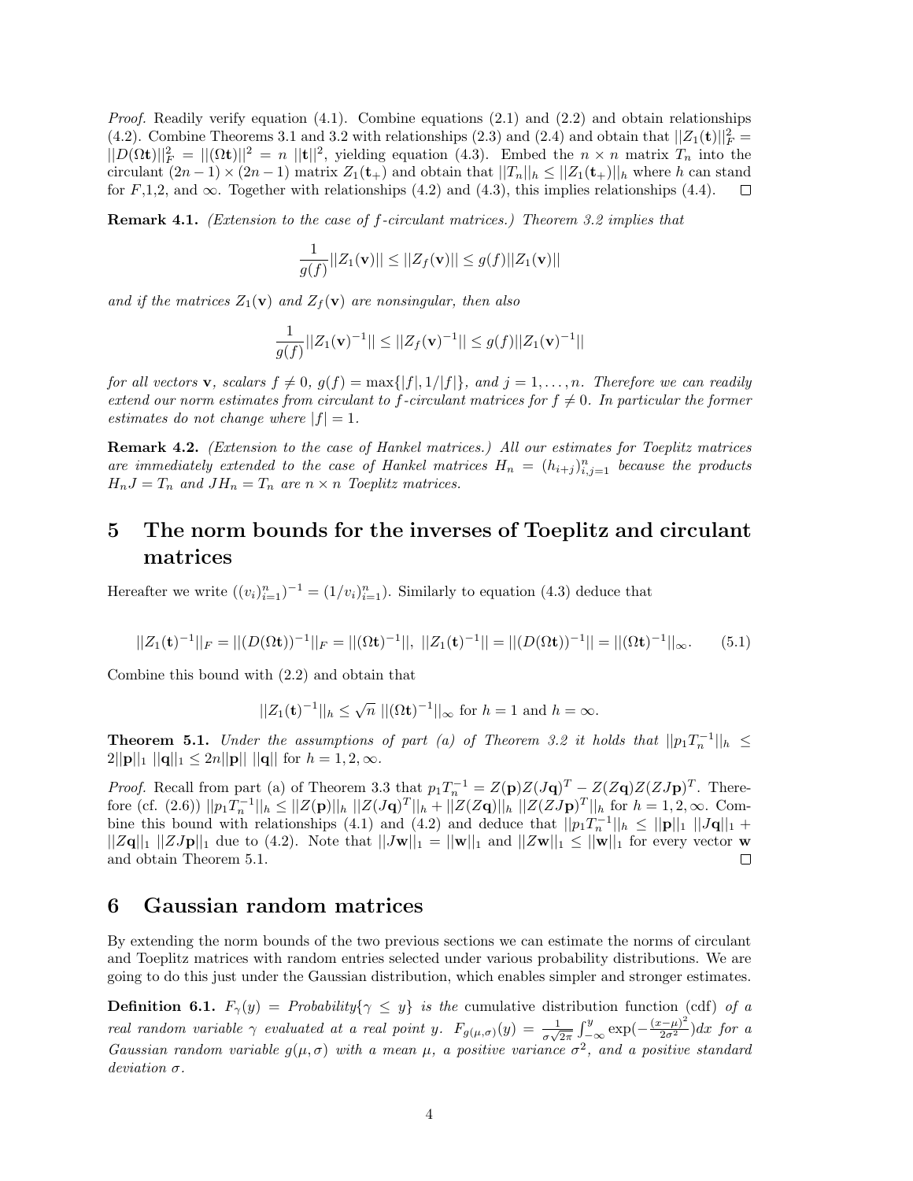*Proof.* Readily verify equation (4.1). Combine equations (2.1) and (2.2) and obtain relationships (4.2). Combine Theorems 3.1 and 3.2 with relationships (2.3) and (2.4) and obtain that $||Z_1(\mathbf{t})||_F^2 = ||D(\Omega\mathbf{t})||_F^2 = ||(\Omega\mathbf{t})||^2 = n\ ||\mathbf{t}||^2$, yielding equation (4.3). Embed the $n \times n$ matrix $T_n$ into the circulant $(2n-1)\times(2n-1)$ matrix $Z_1(\mathbf{t}_+)$ and obtain that $||T_n||_h \leq ||Z_1(\mathbf{t}_+)||_h$ where $h$ can stand for $F$,1,2, and $\infty$. Together with relationships (4.2) and (4.3), this implies relationships (4.4). □

**Remark 4.1.** *(Extension to the case of f-circulant matrices.) Theorem 3.2 implies that*

$$\frac{1}{g(f)}||Z_1(\mathbf{v})|| \leq ||Z_f(\mathbf{v})|| \leq g(f)||Z_1(\mathbf{v})||$$

*and if the matrices $Z_1(\mathbf{v})$ and $Z_f(\mathbf{v})$ are nonsingular, then also*

$$\frac{1}{g(f)}||Z_1(\mathbf{v})^{-1}|| \leq ||Z_f(\mathbf{v})^{-1}|| \leq g(f)||Z_1(\mathbf{v})^{-1}||$$

*for all vectors $\mathbf{v}$, scalars $f \neq 0$, $g(f) = \max\{|f|, 1/|f|\}$, and $j = 1, \ldots, n$. Therefore we can readily extend our norm estimates from circulant to f-circulant matrices for $f \neq 0$. In particular the former estimates do not change where $|f| = 1$.*

**Remark 4.2.** *(Extension to the case of Hankel matrices.) All our estimates for Toeplitz matrices are immediately extended to the case of Hankel matrices $H_n = (h_{i+j})_{i,j=1}^n$ because the products $H_nJ = T_n$ and $JH_n = T_n$ are $n \times n$ Toeplitz matrices.*

# 5 The norm bounds for the inverses of Toeplitz and circulant matrices

Hereafter we write $((v_i)_{i=1}^n)^{-1} = (1/v_i)_{i=1}^n)$. Similarly to equation (4.3) deduce that

$$||Z_1(\mathbf{t})^{-1}||_F = ||(D(\Omega\mathbf{t}))^{-1}||_F = ||(\Omega\mathbf{t})^{-1}||,\ ||Z_1(\mathbf{t})^{-1}|| = ||(D(\Omega\mathbf{t}))^{-1}|| = ||(\Omega\mathbf{t})^{-1}||_\infty. \tag{5.1}$$

Combine this bound with (2.2) and obtain that

$$||Z_1(\mathbf{t})^{-1}||_h \leq \sqrt{n}\ ||(\Omega\mathbf{t})^{-1}||_\infty \text{ for } h = 1 \text{ and } h = \infty.$$

**Theorem 5.1.** *Under the assumptions of part (a) of Theorem 3.2 it holds that $||p_1T_n^{-1}||_h \leq 2||\mathbf{p}||_1\ ||\mathbf{q}||_1 \leq 2n||\mathbf{p}||\ ||\mathbf{q}||$ for $h = 1, 2, \infty$.*

*Proof.* Recall from part (a) of Theorem 3.3 that $p_1T_n^{-1} = Z(\mathbf{p})Z(J\mathbf{q})^T - Z(Z\mathbf{q})Z(ZJ\mathbf{p})^T$. Therefore (cf. (2.6)) $||p_1T_n^{-1}||_h \leq ||Z(\mathbf{p})||_h\ ||Z(J\mathbf{q})^T||_h + ||Z(Z\mathbf{q})||_h\ ||Z(ZJ\mathbf{p})^T||_h$ for $h = 1, 2, \infty$. Combine this bound with relationships (4.1) and (4.2) and deduce that $||p_1T_n^{-1}||_h \leq ||\mathbf{p}||_1\ ||J\mathbf{q}||_1 + ||Z\mathbf{q}||_1\ ||ZJ\mathbf{p}||_1$ due to (4.2). Note that $||J\mathbf{w}||_1 = ||\mathbf{w}||_1$ and $||Z\mathbf{w}||_1 \leq ||\mathbf{w}||_1$ for every vector $\mathbf{w}$ and obtain Theorem 5.1. □

# 6 Gaussian random matrices

By extending the norm bounds of the two previous sections we can estimate the norms of circulant and Toeplitz matrices with random entries selected under various probability distributions. We are going to do this just under the Gaussian distribution, which enables simpler and stronger estimates.

**Definition 6.1.** *$F_\gamma(y) = Probability\{\gamma \leq y\}$ is the* cumulative distribution function (cdf) *of a real random variable $\gamma$ evaluated at a real point $y$. $F_{g(\mu,\sigma)}(y) = \frac{1}{\sigma\sqrt{2\pi}}\int_{-\infty}^{y}\exp(-\frac{(x-\mu)^2}{2\sigma^2})dx$ for a Gaussian random variable $g(\mu,\sigma)$ with a mean $\mu$, a positive variance $\sigma^2$, and a positive standard deviation $\sigma$.*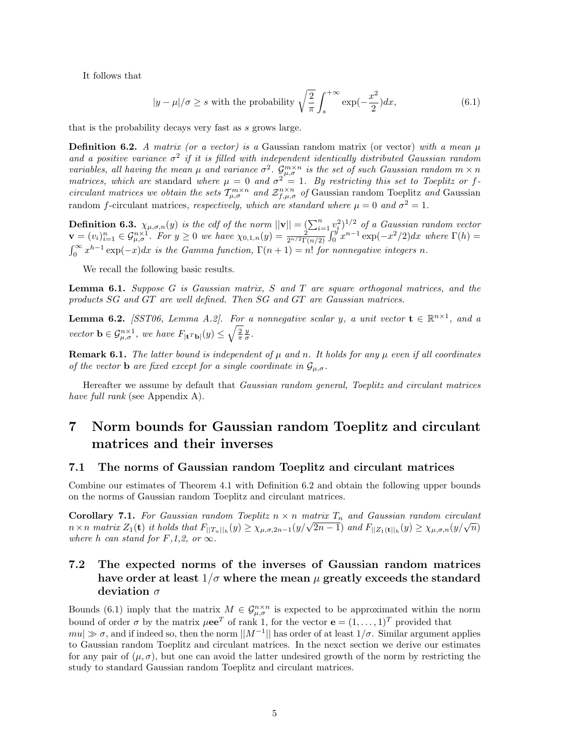It follows that

$$|y-\mu|/\sigma \geq s \text{ with the probability } \sqrt{\frac{2}{\pi}}\int_s^{+\infty} \exp(-\frac{x^2}{2})dx, \tag{6.1}$$

that is the probability decays very fast as $s$ grows large.

**Definition 6.2.** *A matrix (or a vector) is a* Gaussian random matrix (or vector) *with a mean $\mu$ and a positive variance $\sigma^2$ if it is filled with independent identically distributed Gaussian random variables, all having the mean $\mu$ and variance $\sigma^2$. $\mathcal{G}_{\mu,\sigma}^{m\times n}$ is the set of such Gaussian random $m\times n$ matrices, which are* standard *where $\mu=0$ and $\sigma^2=1$. By restricting this set to Toeplitz or $f$-circulant matrices we obtain the sets $\mathcal{T}_{\mu,\sigma}^{m\times n}$ and $\mathcal{Z}_{f,\mu,\sigma}^{n\times n}$ of* Gaussian random Toeplitz *and* Gaussian random $f$-circulant matrices*, respectively, which are standard where $\mu=0$ and $\sigma^2=1$.*

**Definition 6.3.** *$\chi_{\mu,\sigma,n}(y)$ is the cdf of the norm $||\mathbf{v}||=(\sum_{i=1}^n v_i^2)^{1/2}$ of a Gaussian random vector $\mathbf{v}=(v_i)_{i=1}^n \in \mathcal{G}_{\mu,\sigma}^{n\times 1}$. For $y\geq 0$ we have $\chi_{0,1,n}(y)=\frac{2}{2^{n/2}\Gamma(n/2)}\int_0^y x^{n-1}\exp(-x^2/2)dx$ where $\Gamma(h)=\int_0^\infty x^{h-1}\exp(-x)dx$ is the Gamma function, $\Gamma(n+1)=n!$ for nonnegative integers $n$.*

We recall the following basic results.

**Lemma 6.1.** *Suppose $G$ is Gaussian matrix, $S$ and $T$ are square orthogonal matrices, and the products $SG$ and $GT$ are well defined. Then $SG$ and $GT$ are Gaussian matrices.*

**Lemma 6.2.** *[SST06, Lemma A.2]. For a nonnegative scalar $y$, a unit vector $\mathbf{t}\in\mathbb{R}^{n\times 1}$, and a vector $\mathbf{b}\in\mathcal{G}_{\mu,\sigma}^{n\times 1}$, we have $F_{|\mathbf{t}^T\mathbf{b}|}(y)\leq\sqrt{\frac{2}{\pi}}\frac{y}{\sigma}$.*

**Remark 6.1.** *The latter bound is independent of $\mu$ and $n$. It holds for any $\mu$ even if all coordinates of the vector $\mathbf{b}$ are fixed except for a single coordinate in $\mathcal{G}_{\mu,\sigma}$.*

Hereafter we assume by default that *Gaussian random general, Toeplitz and circulant matrices have full rank* (see Appendix A).

# 7 Norm bounds for Gaussian random Toeplitz and circulant matrices and their inverses

## 7.1 The norms of Gaussian random Toeplitz and circulant matrices

Combine our estimates of Theorem 4.1 with Definition 6.2 and obtain the following upper bounds on the norms of Gaussian random Toeplitz and circulant matrices.

**Corollary 7.1.** *For Gaussian random Toeplitz $n\times n$ matrix $T_n$ and Gaussian random circulant $n\times n$ matrix $Z_1(\mathbf{t})$ it holds that $F_{||T_n||_h}(y)\geq\chi_{\mu,\sigma,2n-1}(y/\sqrt{2n-1})$ and $F_{||Z_1(\mathbf{t})||_h}(y)\geq\chi_{\mu,\sigma,n}(y/\sqrt{n})$ where $h$ can stand for $F$,1,2, or $\infty$.*

## 7.2 The expected norms of the inverses of Gaussian random matrices have order at least $1/\sigma$ where the mean $\mu$ greatly exceeds the standard deviation $\sigma$

Bounds (6.1) imply that the matrix $M\in\mathcal{G}_{\mu,\sigma}^{n\times n}$ is expected to be approximated within the norm bound of order $\sigma$ by the matrix $\mu\mathbf{e}\mathbf{e}^T$ of rank 1, for the vector $\mathbf{e}=(1,\ldots,1)^T$ provided that $mu|\gg\sigma$, and if indeed so, then the norm $||M^{-1}||$ has order of at least $1/\sigma$. Similar argument applies to Gaussian random Toeplitz and circulant matrices. In the nexct section we derive our estimates for any pair of $(\mu,\sigma)$, but one can avoid the latter undesired growth of the norm by restricting the study to standard Gaussian random Toeplitz and circulant matrices.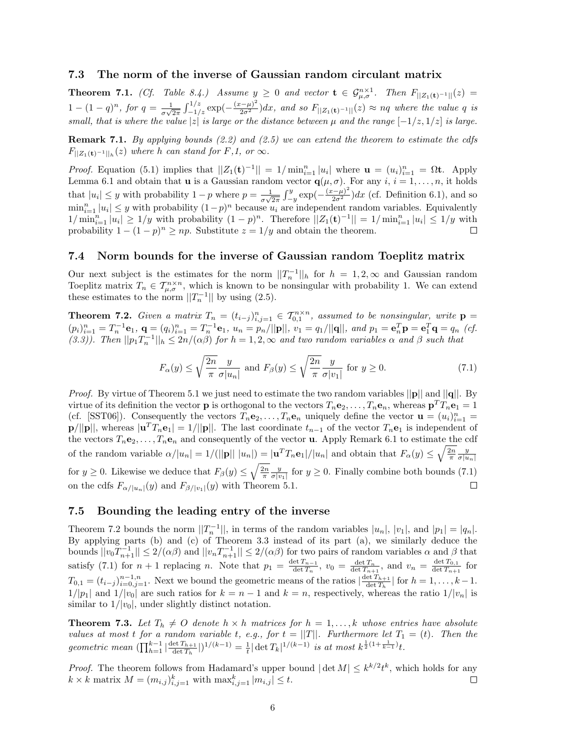### 7.3 The norm of the inverse of Gaussian random circulant matrix

**Theorem 7.1.** *(Cf. Table 8.4.) Assume $y \geq 0$ and vector $\mathbf{t} \in \mathcal{G}_{\mu,\sigma}^{n\times 1}$. Then $F_{||Z_1(\mathbf{t})^{-1}||}(z) = 1-(1-q)^n$, for $q = \frac{1}{\sigma\sqrt{2\pi}}\int_{-1/z}^{1/z}\exp(-\frac{(x-\mu)^2}{2\sigma^2})dx$, and so $F_{||Z_1(\mathbf{t})^{-1}||}(z) \approx nq$ where the value $q$ is small, that is where the value $|z|$ is large or the distance between $\mu$ and the range $[-1/z, 1/z]$ is large.*

**Remark 7.1.** *By applying bounds (2.2) and (2.5) we can extend the theorem to estimate the cdfs $F_{||Z_1(\mathbf{t})^{-1}||_h}(z)$ where $h$ can stand for $F$,1, or $\infty$.*

*Proof.* Equation (5.1) implies that $||Z_1(\mathbf{t})^{-1}|| = 1/\min_{i=1}^n |u_i|$ where $\mathbf{u} = (u_i)_{i=1}^n = \Omega\mathbf{t}$. Apply Lemma 6.1 and obtain that $\mathbf{u}$ is a Gaussian random vector $\mathbf{q}(\mu,\sigma)$. For any $i$, $i = 1,\dots,n$, it holds that $|u_i| \leq y$ with probability $1-p$ where $p = \frac{1}{\sigma\sqrt{2\pi}}\int_{-y}^{y}\exp(-\frac{(x-\mu)^2}{2\sigma^2})dx$ (cf. Definition 6.1), and so $\min_{i=1}^n |u_i| \leq y$ with probability $(1-p)^n$ because $u_i$ are independent random variables. Equivalently $1/\min_{i=1}^n |u_i| \geq 1/y$ with probability $(1-p)^n$. Therefore $||Z_1(\mathbf{t})^{-1}|| = 1/\min_{i=1}^n |u_i| \leq 1/y$ with probability $1-(1-p)^n \geq np$. Substitute $z = 1/y$ and obtain the theorem. $\square$

### 7.4 Norm bounds for the inverse of Gaussian random Toeplitz matrix

Our next subject is the estimates for the norm $||T_n^{-1}||_h$ for $h = 1,2,\infty$ and Gaussian random Toeplitz matrix $T_n \in \mathcal{T}_{\mu,\sigma}^{n\times n}$, which is known to be nonsingular with probability 1. We can extend these estimates to the norm $||T_n^{-1}||$ by using (2.5).

**Theorem 7.2.** *Given a matrix $T_n = (t_{i-j})_{i,j=1}^n \in \mathcal{T}_{0,1}^{n\times n}$, assumed to be nonsingular, write $\mathbf{p} = (p_i)_{i=1}^n = T_n^{-1}\mathbf{e}_1$, $\mathbf{q} = (q_i)_{i=1}^n = T_n^{-1}\mathbf{e}_1$, $u_n = p_n/||\mathbf{p}||$, $v_1 = q_1/||\mathbf{q}||$, and $p_1 = \mathbf{e}_n^T\mathbf{p} = \mathbf{e}_1^T\mathbf{q} = q_n$ (cf. (3.3)). Then $||p_1T_n^{-1}||_h \leq 2n/(\alpha\beta)$ for $h = 1,2,\infty$ and two random variables $\alpha$ and $\beta$ such that*

$$F_\alpha(y) \leq \sqrt{\frac{2n}{\pi}}\frac{y}{\sigma|u_n|} \text{ and } F_\beta(y) \leq \sqrt{\frac{2n}{\pi}}\frac{y}{\sigma|v_1|} \text{ for } y \geq 0. \tag{7.1}$$

*Proof.* By virtue of Theorem 5.1 we just need to estimate the two random variables $||\mathbf{p}||$ and $||\mathbf{q}||$. By virtue of its definition the vector $\mathbf{p}$ is orthogonal to the vectors $T_n\mathbf{e}_2,\dots,T_n\mathbf{e}_n$, whereas $\mathbf{p}^TT_n\mathbf{e}_1 = 1$ (cf. [SST06]). Consequently the vectors $T_n\mathbf{e}_2,\dots,T_n\mathbf{e}_n$ uniquely define the vector $\mathbf{u} = (u_i)_{i=1}^n = \mathbf{p}/||\mathbf{p}||$, whereas $|\mathbf{u}^TT_n\mathbf{e}_1| = 1/||\mathbf{p}||$. The last coordinate $t_{n-1}$ of the vector $T_n\mathbf{e}_1$ is independent of the vectors $T_n\mathbf{e}_2,\dots,T_n\mathbf{e}_n$ and consequently of the vector $\mathbf{u}$. Apply Remark 6.1 to estimate the cdf of the random variable $\alpha/|u_n| = 1/(||\mathbf{p}||\,|u_n|) = |\mathbf{u}^TT_n\mathbf{e}_1|/|u_n|$ and obtain that $F_\alpha(y) \leq \sqrt{\frac{2n}{\pi}}\frac{y}{\sigma|u_n|}$ for $y \geq 0$. Likewise we deduce that $F_\beta(y) \leq \sqrt{\frac{2n}{\pi}}\frac{y}{\sigma|v_1|}$ for $y \geq 0$. Finally combine both bounds (7.1) on the cdfs $F_{\alpha/|u_n|}(y)$ and $F_{\beta/|v_1|}(y)$ with Theorem 5.1. $\square$

### 7.5 Bounding the leading entry of the inverse

Theorem 7.2 bounds the norm $||T_n^{-1}||$, in terms of the random variables $|u_n|$, $|v_1|$, and $|p_1| = |q_n|$. By applying parts (b) and (c) of Theorem 3.3 instead of its part (a), we similarly deduce the bounds $||v_0T_{n+1}^{-1}|| \leq 2/(\alpha\beta)$ and $||v_nT_{n+1}^{-1}|| \leq 2/(\alpha\beta)$ for two pairs of random variables $\alpha$ and $\beta$ that satisfy (7.1) for $n+1$ replacing $n$. Note that $p_1 = \frac{\det T_{n-1}}{\det T_n}$, $v_0 = \frac{\det T_n}{\det T_{n+1}}$, and $v_n = \frac{\det T_{0,1}}{\det T_{n+1}}$ for $T_{0,1} = (t_{i-j})_{i=0,j=1}^{n-1,n}$. Next we bound the geometric means of the ratios $|\frac{\det T_{h+1}}{\det T_h}|$ for $h = 1,\dots,k-1$. $1/|p_1|$ and $1/|v_0|$ are such ratios for $k = n-1$ and $k = n$, respectively, whereas the ratio $1/|v_n|$ is similar to $1/|v_0|$, under slightly distinct notation.

**Theorem 7.3.** *Let $T_h \neq O$ denote $h\times h$ matrices for $h = 1,\dots,k$ whose entries have absolute values at most $t$ for a random variable $t$, e.g., for $t = ||T||$. Furthermore let $T_1 = (t)$. Then the geometric mean $(\prod_{h=1}^{k-1}|\frac{\det T_{h+1}}{\det T_h}|)^{1/(k-1)} = \frac{1}{t}|\det T_k|^{1/(k-1)}$ is at most $k^{\frac{1}{2}(1+\frac{1}{k-1})}t$.*

*Proof.* The theorem follows from Hadamard's upper bound $|\det M| \leq k^{k/2}t^k$, which holds for any $k\times k$ matrix $M = (m_{i,j})_{i,j=1}^k$ with $\max_{i,j=1}^k |m_{i,j}| \leq t$. $\square$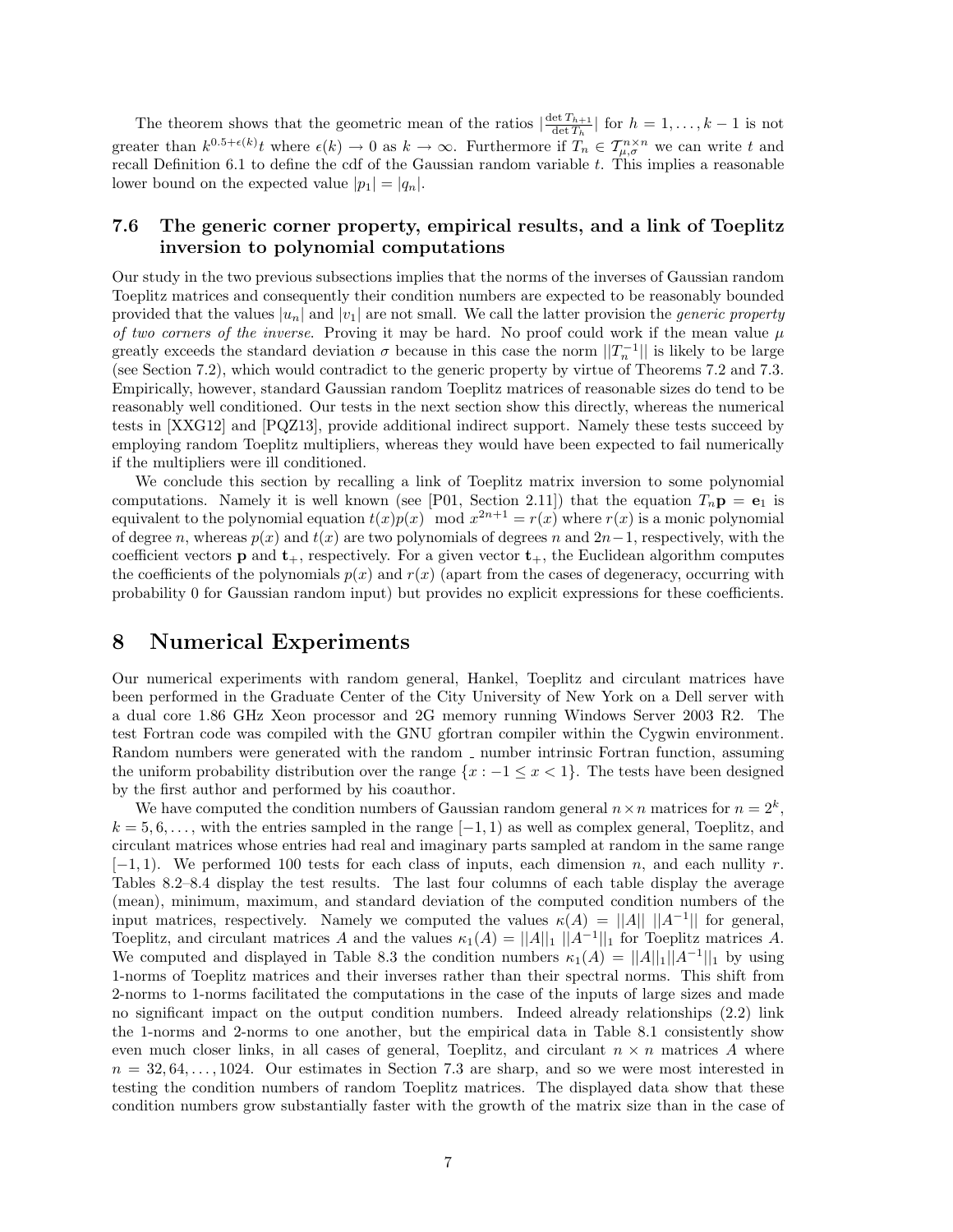The theorem shows that the geometric mean of the ratios $|\frac{\det T_{h+1}}{\det T_h}|$ for $h = 1, \dots, k-1$ is not greater than $k^{0.5+\epsilon(k)}t$ where $\epsilon(k) \to 0$ as $k \to \infty$. Furthermore if $T_n \in \mathcal{T}_{\mu,\sigma}^{n\times n}$ we can write $t$ and recall Definition 6.1 to define the cdf of the Gaussian random variable $t$. This implies a reasonable lower bound on the expected value $|p_1| = |q_n|$.

### 7.6 The generic corner property, empirical results, and a link of Toeplitz inversion to polynomial computations

Our study in the two previous subsections implies that the norms of the inverses of Gaussian random Toeplitz matrices and consequently their condition numbers are expected to be reasonably bounded provided that the values $|u_n|$ and $|v_1|$ are not small. We call the latter provision the *generic property of two corners of the inverse*. Proving it may be hard. No proof could work if the mean value $\mu$ greatly exceeds the standard deviation $\sigma$ because in this case the norm $||T_n^{-1}||$ is likely to be large (see Section 7.2), which would contradict to the generic property by virtue of Theorems 7.2 and 7.3. Empirically, however, standard Gaussian random Toeplitz matrices of reasonable sizes do tend to be reasonably well conditioned. Our tests in the next section show this directly, whereas the numerical tests in [XXG12] and [PQZ13], provide additional indirect support. Namely these tests succeed by employing random Toeplitz multipliers, whereas they would have been expected to fail numerically if the multipliers were ill conditioned.

We conclude this section by recalling a link of Toeplitz matrix inversion to some polynomial computations. Namely it is well known (see [P01, Section 2.11]) that the equation $T_n\mathbf{p} = \mathbf{e}_1$ is equivalent to the polynomial equation $t(x)p(x) \mod x^{2n+1} = r(x)$ where $r(x)$ is a monic polynomial of degree $n$, whereas $p(x)$ and $t(x)$ are two polynomials of degrees $n$ and $2n-1$, respectively, with the coefficient vectors $\mathbf{p}$ and $\mathbf{t}_+$, respectively. For a given vector $\mathbf{t}_+$, the Euclidean algorithm computes the coefficients of the polynomials $p(x)$ and $r(x)$ (apart from the cases of degeneracy, occurring with probability 0 for Gaussian random input) but provides no explicit expressions for these coefficients.

## 8 Numerical Experiments

Our numerical experiments with random general, Hankel, Toeplitz and circulant matrices have been performed in the Graduate Center of the City University of New York on a Dell server with a dual core 1.86 GHz Xeon processor and 2G memory running Windows Server 2003 R2. The test Fortran code was compiled with the GNU gfortran compiler within the Cygwin environment. Random numbers were generated with the random _ number intrinsic Fortran function, assuming the uniform probability distribution over the range $\{x : -1 \leq x < 1\}$. The tests have been designed by the first author and performed by his coauthor.

We have computed the condition numbers of Gaussian random general $n \times n$ matrices for $n = 2^k$, $k = 5, 6, \dots$, with the entries sampled in the range $[-1, 1)$ as well as complex general, Toeplitz, and circulant matrices whose entries had real and imaginary parts sampled at random in the same range $[-1, 1)$. We performed 100 tests for each class of inputs, each dimension $n$, and each nullity $r$. Tables 8.2–8.4 display the test results. The last four columns of each table display the average (mean), minimum, maximum, and standard deviation of the computed condition numbers of the input matrices, respectively. Namely we computed the values $\kappa(A) = ||A||\ ||A^{-1}||$ for general, Toeplitz, and circulant matrices $A$ and the values $\kappa_1(A) = ||A||_1\ ||A^{-1}||_1$ for Toeplitz matrices $A$. We computed and displayed in Table 8.3 the condition numbers $\kappa_1(A) = ||A||_1||A^{-1}||_1$ by using 1-norms of Toeplitz matrices and their inverses rather than their spectral norms. This shift from 2-norms to 1-norms facilitated the computations in the case of the inputs of large sizes and made no significant impact on the output condition numbers. Indeed already relationships (2.2) link the 1-norms and 2-norms to one another, but the empirical data in Table 8.1 consistently show even much closer links, in all cases of general, Toeplitz, and circulant $n \times n$ matrices $A$ where $n = 32, 64, \dots, 1024$. Our estimates in Section 7.3 are sharp, and so we were most interested in testing the condition numbers of random Toeplitz matrices. The displayed data show that these condition numbers grow substantially faster with the growth of the matrix size than in the case of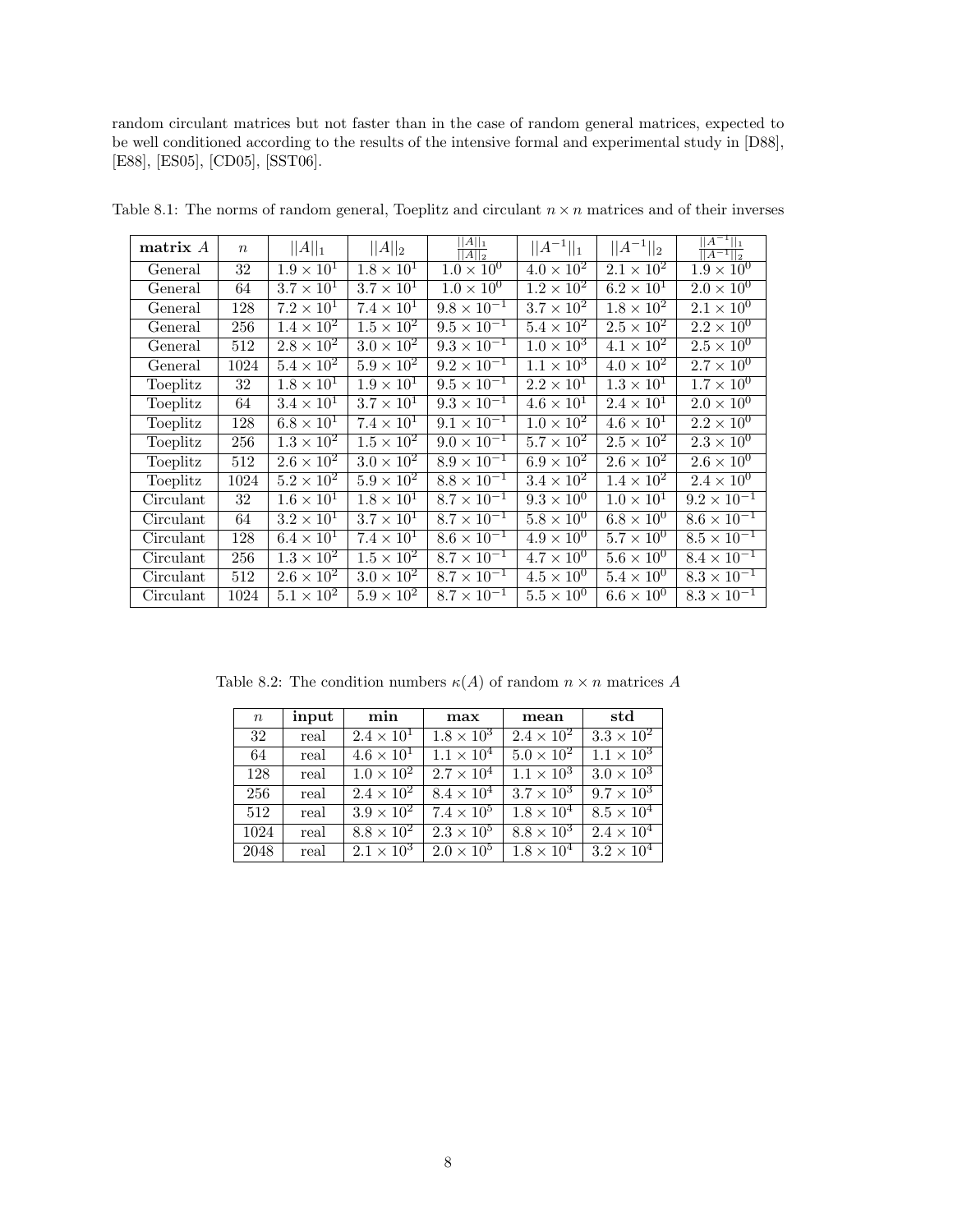random circulant matrices but not faster than in the case of random general matrices, expected to be well conditioned according to the results of the intensive formal and experimental study in [D88], [E88], [ES05], [CD05], [SST06].

Table 8.1: The norms of random general, Toeplitz and circulant $n \times n$ matrices and of their inverses

| **matrix** $A$ | $n$ | $\|\|A\|\|_1$ | $\|\|A\|\|_2$ | $\frac{\|\|A\|\|_1}{\|\|A\|\|_2}$ | $\|\|A^{-1}\|\|_1$ | $\|\|A^{-1}\|\|_2$ | $\frac{\|\|A^{-1}\|\|_1}{\|\|A^{-1}\|\|_2}$ |
|---|---|---|---|---|---|---|---|
| General | 32 | $1.9 \times 10^1$ | $1.8 \times 10^1$ | $1.0 \times 10^0$ | $4.0 \times 10^2$ | $2.1 \times 10^2$ | $1.9 \times 10^0$ |
| General | 64 | $3.7 \times 10^1$ | $3.7 \times 10^1$ | $1.0 \times 10^0$ | $1.2 \times 10^2$ | $6.2 \times 10^1$ | $2.0 \times 10^0$ |
| General | 128 | $7.2 \times 10^1$ | $7.4 \times 10^1$ | $9.8 \times 10^{-1}$ | $3.7 \times 10^2$ | $1.8 \times 10^2$ | $2.1 \times 10^0$ |
| General | 256 | $1.4 \times 10^2$ | $1.5 \times 10^2$ | $9.5 \times 10^{-1}$ | $5.4 \times 10^2$ | $2.5 \times 10^2$ | $2.2 \times 10^0$ |
| General | 512 | $2.8 \times 10^2$ | $3.0 \times 10^2$ | $9.3 \times 10^{-1}$ | $1.0 \times 10^3$ | $4.1 \times 10^2$ | $2.5 \times 10^0$ |
| General | 1024 | $5.4 \times 10^2$ | $5.9 \times 10^2$ | $9.2 \times 10^{-1}$ | $1.1 \times 10^3$ | $4.0 \times 10^2$ | $2.7 \times 10^0$ |
| Toeplitz | 32 | $1.8 \times 10^1$ | $1.9 \times 10^1$ | $9.5 \times 10^{-1}$ | $2.2 \times 10^1$ | $1.3 \times 10^1$ | $1.7 \times 10^0$ |
| Toeplitz | 64 | $3.4 \times 10^1$ | $3.7 \times 10^1$ | $9.3 \times 10^{-1}$ | $4.6 \times 10^1$ | $2.4 \times 10^1$ | $2.0 \times 10^0$ |
| Toeplitz | 128 | $6.8 \times 10^1$ | $7.4 \times 10^1$ | $9.1 \times 10^{-1}$ | $1.0 \times 10^2$ | $4.6 \times 10^1$ | $2.2 \times 10^0$ |
| Toeplitz | 256 | $1.3 \times 10^2$ | $1.5 \times 10^2$ | $9.0 \times 10^{-1}$ | $5.7 \times 10^2$ | $2.5 \times 10^2$ | $2.3 \times 10^0$ |
| Toeplitz | 512 | $2.6 \times 10^2$ | $3.0 \times 10^2$ | $8.9 \times 10^{-1}$ | $6.9 \times 10^2$ | $2.6 \times 10^2$ | $2.6 \times 10^0$ |
| Toeplitz | 1024 | $5.2 \times 10^2$ | $5.9 \times 10^2$ | $8.8 \times 10^{-1}$ | $3.4 \times 10^2$ | $1.4 \times 10^2$ | $2.4 \times 10^0$ |
| Circulant | 32 | $1.6 \times 10^1$ | $1.8 \times 10^1$ | $8.7 \times 10^{-1}$ | $9.3 \times 10^0$ | $1.0 \times 10^1$ | $9.2 \times 10^{-1}$ |
| Circulant | 64 | $3.2 \times 10^1$ | $3.7 \times 10^1$ | $8.7 \times 10^{-1}$ | $5.8 \times 10^0$ | $6.8 \times 10^0$ | $8.6 \times 10^{-1}$ |
| Circulant | 128 | $6.4 \times 10^1$ | $7.4 \times 10^1$ | $8.6 \times 10^{-1}$ | $4.9 \times 10^0$ | $5.7 \times 10^0$ | $8.5 \times 10^{-1}$ |
| Circulant | 256 | $1.3 \times 10^2$ | $1.5 \times 10^2$ | $8.7 \times 10^{-1}$ | $4.7 \times 10^0$ | $5.6 \times 10^0$ | $8.4 \times 10^{-1}$ |
| Circulant | 512 | $2.6 \times 10^2$ | $3.0 \times 10^2$ | $8.7 \times 10^{-1}$ | $4.5 \times 10^0$ | $5.4 \times 10^0$ | $8.3 \times 10^{-1}$ |
| Circulant | 1024 | $5.1 \times 10^2$ | $5.9 \times 10^2$ | $8.7 \times 10^{-1}$ | $5.5 \times 10^0$ | $6.6 \times 10^0$ | $8.3 \times 10^{-1}$ |

Table 8.2: The condition numbers $\kappa(A)$ of random $n \times n$ matrices $A$

| $n$ | **input** | **min** | **max** | **mean** | **std** |
|---|---|---|---|---|---|
| 32 | real | $2.4 \times 10^1$ | $1.8 \times 10^3$ | $2.4 \times 10^2$ | $3.3 \times 10^2$ |
| 64 | real | $4.6 \times 10^1$ | $1.1 \times 10^4$ | $5.0 \times 10^2$ | $1.1 \times 10^3$ |
| 128 | real | $1.0 \times 10^2$ | $2.7 \times 10^4$ | $1.1 \times 10^3$ | $3.0 \times 10^3$ |
| 256 | real | $2.4 \times 10^2$ | $8.4 \times 10^4$ | $3.7 \times 10^3$ | $9.7 \times 10^3$ |
| 512 | real | $3.9 \times 10^2$ | $7.4 \times 10^5$ | $1.8 \times 10^4$ | $8.5 \times 10^4$ |
| 1024 | real | $8.8 \times 10^2$ | $2.3 \times 10^5$ | $8.8 \times 10^3$ | $2.4 \times 10^4$ |
| 2048 | real | $2.1 \times 10^3$ | $2.0 \times 10^5$ | $1.8 \times 10^4$ | $3.2 \times 10^4$ |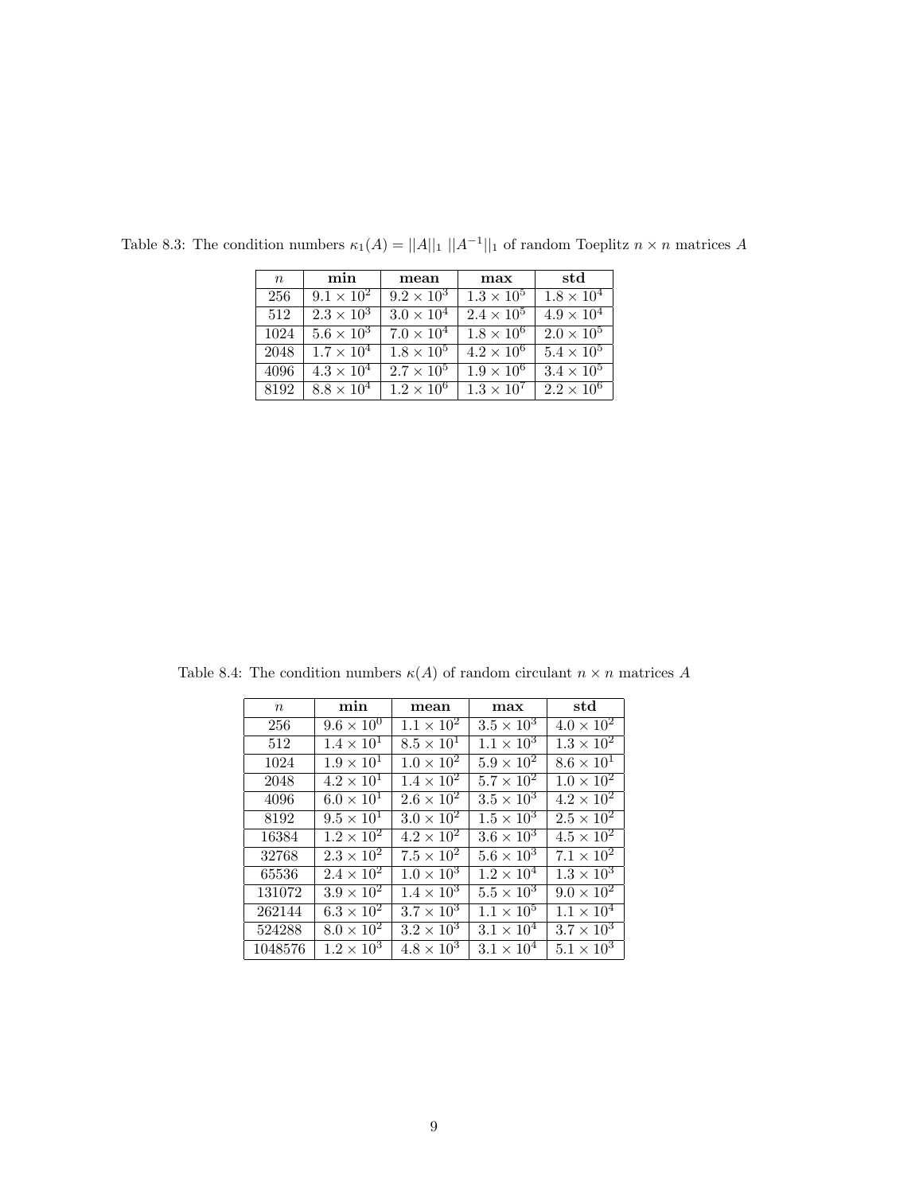Table 8.3: The condition numbers $\kappa_1(A) = ||A||_1 \ ||A^{-1}||_1$ of random Toeplitz $n \times n$ matrices $A$

| $n$ | **min** | **mean** | **max** | **std** |
|---|---|---|---|---|
| 256 | $9.1 \times 10^2$ | $9.2 \times 10^3$ | $1.3 \times 10^5$ | $1.8 \times 10^4$ |
| 512 | $2.3 \times 10^3$ | $3.0 \times 10^4$ | $2.4 \times 10^5$ | $4.9 \times 10^4$ |
| 1024 | $5.6 \times 10^3$ | $7.0 \times 10^4$ | $1.8 \times 10^6$ | $2.0 \times 10^5$ |
| 2048 | $1.7 \times 10^4$ | $1.8 \times 10^5$ | $4.2 \times 10^6$ | $5.4 \times 10^5$ |
| 4096 | $4.3 \times 10^4$ | $2.7 \times 10^5$ | $1.9 \times 10^6$ | $3.4 \times 10^5$ |
| 8192 | $8.8 \times 10^4$ | $1.2 \times 10^6$ | $1.3 \times 10^7$ | $2.2 \times 10^6$ |

Table 8.4: The condition numbers $\kappa(A)$ of random circulant $n \times n$ matrices $A$

| $n$ | **min** | **mean** | **max** | **std** |
|---|---|---|---|---|
| 256 | $9.6 \times 10^0$ | $1.1 \times 10^2$ | $3.5 \times 10^3$ | $4.0 \times 10^2$ |
| 512 | $1.4 \times 10^1$ | $8.5 \times 10^1$ | $1.1 \times 10^3$ | $1.3 \times 10^2$ |
| 1024 | $1.9 \times 10^1$ | $1.0 \times 10^2$ | $5.9 \times 10^2$ | $8.6 \times 10^1$ |
| 2048 | $4.2 \times 10^1$ | $1.4 \times 10^2$ | $5.7 \times 10^2$ | $1.0 \times 10^2$ |
| 4096 | $6.0 \times 10^1$ | $2.6 \times 10^2$ | $3.5 \times 10^3$ | $4.2 \times 10^2$ |
| 8192 | $9.5 \times 10^1$ | $3.0 \times 10^2$ | $1.5 \times 10^3$ | $2.5 \times 10^2$ |
| 16384 | $1.2 \times 10^2$ | $4.2 \times 10^2$ | $3.6 \times 10^3$ | $4.5 \times 10^2$ |
| 32768 | $2.3 \times 10^2$ | $7.5 \times 10^2$ | $5.6 \times 10^3$ | $7.1 \times 10^2$ |
| 65536 | $2.4 \times 10^2$ | $1.0 \times 10^3$ | $1.2 \times 10^4$ | $1.3 \times 10^3$ |
| 131072 | $3.9 \times 10^2$ | $1.4 \times 10^3$ | $5.5 \times 10^3$ | $9.0 \times 10^2$ |
| 262144 | $6.3 \times 10^2$ | $3.7 \times 10^3$ | $1.1 \times 10^5$ | $1.1 \times 10^4$ |
| 524288 | $8.0 \times 10^2$ | $3.2 \times 10^3$ | $3.1 \times 10^4$ | $3.7 \times 10^3$ |
| 1048576 | $1.2 \times 10^3$ | $4.8 \times 10^3$ | $3.1 \times 10^4$ | $5.1 \times 10^3$ |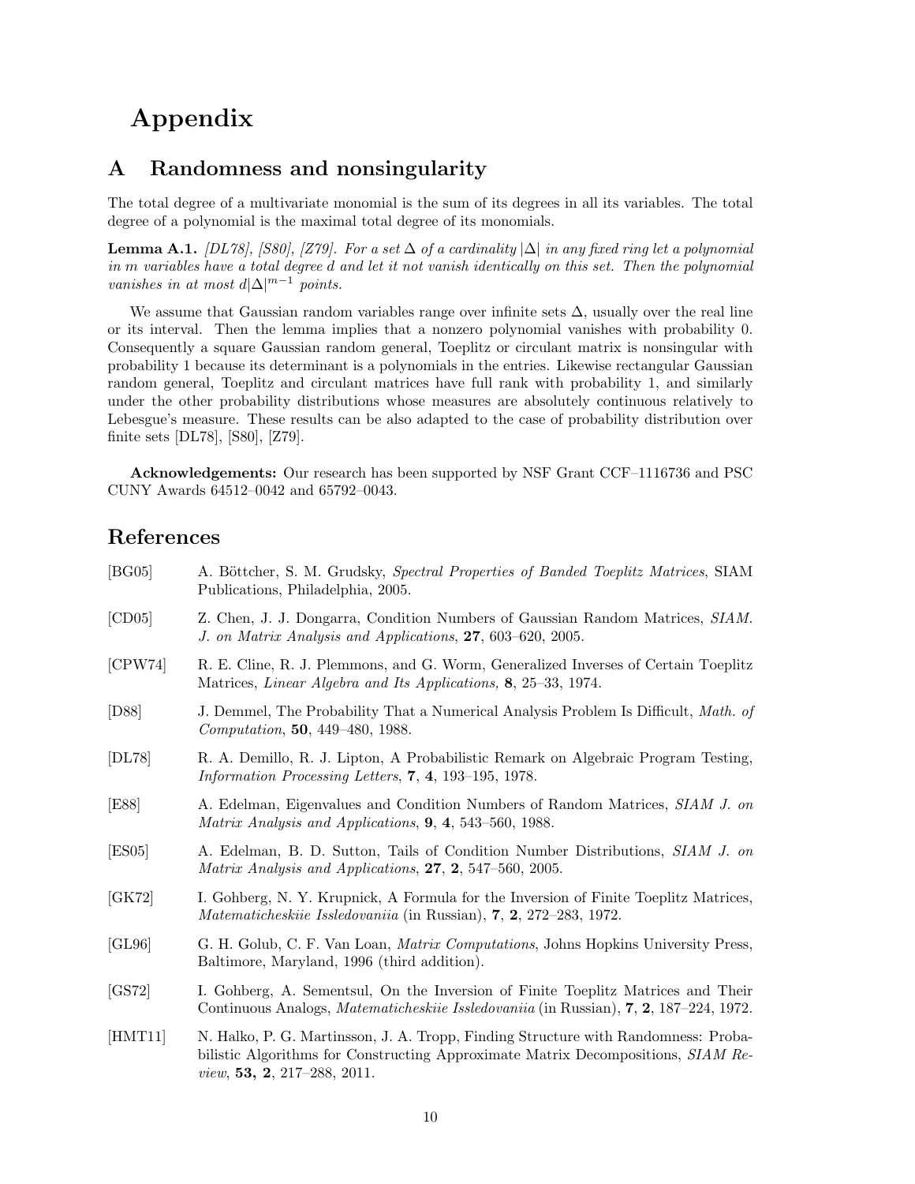# Appendix

## A Randomness and nonsingularity

The total degree of a multivariate monomial is the sum of its degrees in all its variables. The total degree of a polynomial is the maximal total degree of its monomials.

**Lemma A.1.** *[DL78], [S80], [Z79]. For a set $\Delta$ of a cardinality $|\Delta|$ in any fixed ring let a polynomial in $m$ variables have a total degree $d$ and let it not vanish identically on this set. Then the polynomial vanishes in at most $d|\Delta|^{m-1}$ points.*

We assume that Gaussian random variables range over infinite sets $\Delta$, usually over the real line or its interval. Then the lemma implies that a nonzero polynomial vanishes with probability 0. Consequently a square Gaussian random general, Toeplitz or circulant matrix is nonsingular with probability 1 because its determinant is a polynomials in the entries. Likewise rectangular Gaussian random general, Toeplitz and circulant matrices have full rank with probability 1, and similarly under the other probability distributions whose measures are absolutely continuous relatively to Lebesgue's measure. These results can be also adapted to the case of probability distribution over finite sets [DL78], [S80], [Z79].

**Acknowledgements:** Our research has been supported by NSF Grant CCF–1116736 and PSC CUNY Awards 64512–0042 and 65792–0043.

# References

[BG05] A. Böttcher, S. M. Grudsky, *Spectral Properties of Banded Toeplitz Matrices*, SIAM Publications, Philadelphia, 2005.

[CD05] Z. Chen, J. J. Dongarra, Condition Numbers of Gaussian Random Matrices, *SIAM. J. on Matrix Analysis and Applications*, **27**, 603–620, 2005.

[CPW74] R. E. Cline, R. J. Plemmons, and G. Worm, Generalized Inverses of Certain Toeplitz Matrices, *Linear Algebra and Its Applications,* **8**, 25–33, 1974.

[D88] J. Demmel, The Probability That a Numerical Analysis Problem Is Difficult, *Math. of Computation*, **50**, 449–480, 1988.

[DL78] R. A. Demillo, R. J. Lipton, A Probabilistic Remark on Algebraic Program Testing, *Information Processing Letters*, **7**, **4**, 193–195, 1978.

[E88] A. Edelman, Eigenvalues and Condition Numbers of Random Matrices, *SIAM J. on Matrix Analysis and Applications*, **9**, **4**, 543–560, 1988.

[ES05] A. Edelman, B. D. Sutton, Tails of Condition Number Distributions, *SIAM J. on Matrix Analysis and Applications*, **27**, **2**, 547–560, 2005.

[GK72] I. Gohberg, N. Y. Krupnick, A Formula for the Inversion of Finite Toeplitz Matrices, *Matematicheskiie Issledovaniia* (in Russian), **7**, **2**, 272–283, 1972.

[GL96] G. H. Golub, C. F. Van Loan, *Matrix Computations*, Johns Hopkins University Press, Baltimore, Maryland, 1996 (third addition).

[GS72] I. Gohberg, A. Sementsul, On the Inversion of Finite Toeplitz Matrices and Their Continuous Analogs, *Matematicheskiie Issledovaniia* (in Russian), **7**, **2**, 187–224, 1972.

[HMT11] N. Halko, P. G. Martinsson, J. A. Tropp, Finding Structure with Randomness: Probabilistic Algorithms for Constructing Approximate Matrix Decompositions, *SIAM Review*, **53, 2**, 217–288, 2011.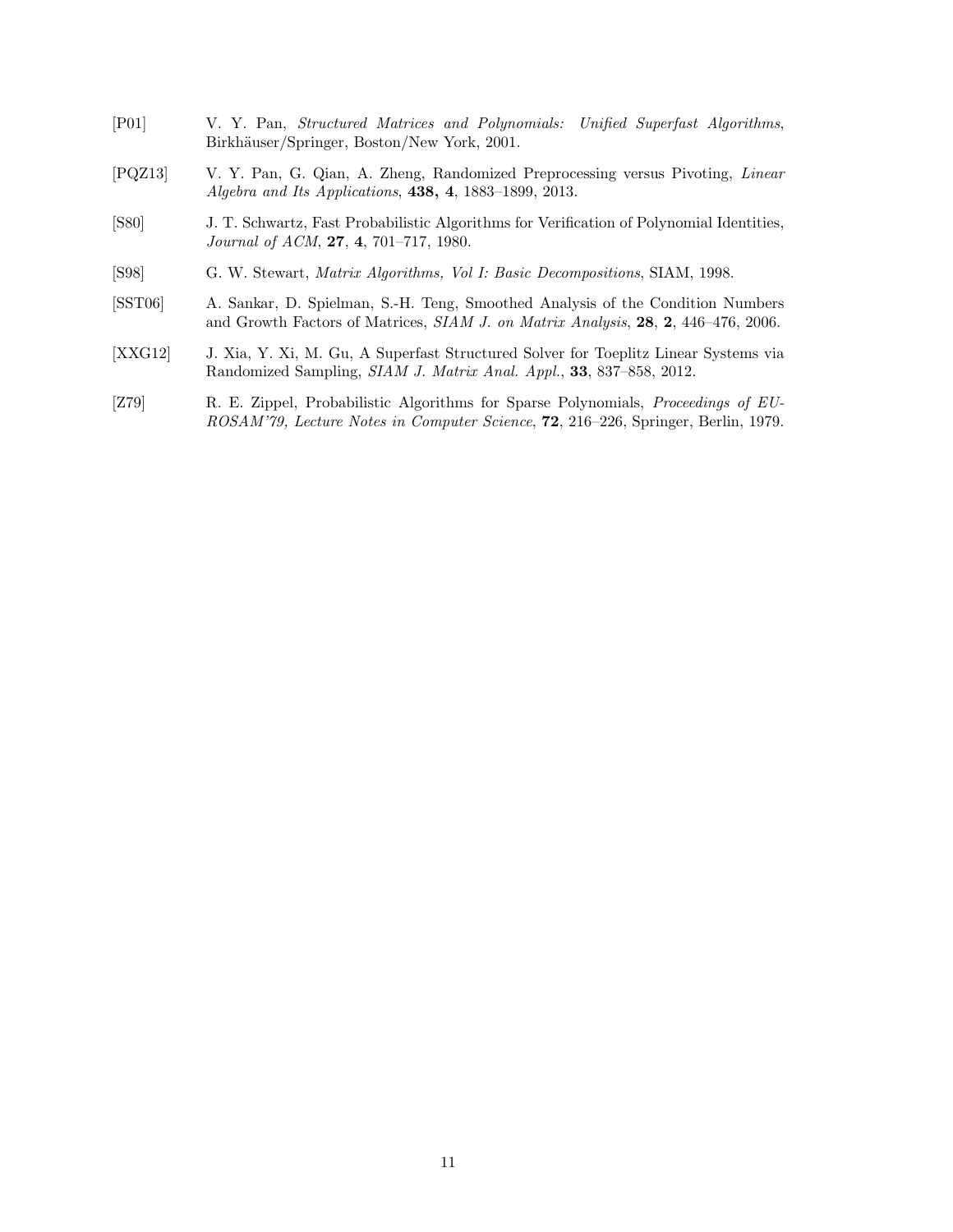[P01] V. Y. Pan, *Structured Matrices and Polynomials: Unified Superfast Algorithms*, Birkhäuser/Springer, Boston/New York, 2001.

[PQZ13] V. Y. Pan, G. Qian, A. Zheng, Randomized Preprocessing versus Pivoting, *Linear Algebra and Its Applications*, **438, 4**, 1883–1899, 2013.

[S80] J. T. Schwartz, Fast Probabilistic Algorithms for Verification of Polynomial Identities, *Journal of ACM*, **27**, **4**, 701–717, 1980.

[S98] G. W. Stewart, *Matrix Algorithms, Vol I: Basic Decompositions*, SIAM, 1998.

[SST06] A. Sankar, D. Spielman, S.-H. Teng, Smoothed Analysis of the Condition Numbers and Growth Factors of Matrices, *SIAM J. on Matrix Analysis*, **28**, **2**, 446–476, 2006.

[XXG12] J. Xia, Y. Xi, M. Gu, A Superfast Structured Solver for Toeplitz Linear Systems via Randomized Sampling, *SIAM J. Matrix Anal. Appl.*, **33**, 837–858, 2012.

[Z79] R. E. Zippel, Probabilistic Algorithms for Sparse Polynomials, *Proceedings of EUROSAM'79, Lecture Notes in Computer Science*, **72**, 216–226, Springer, Berlin, 1979.